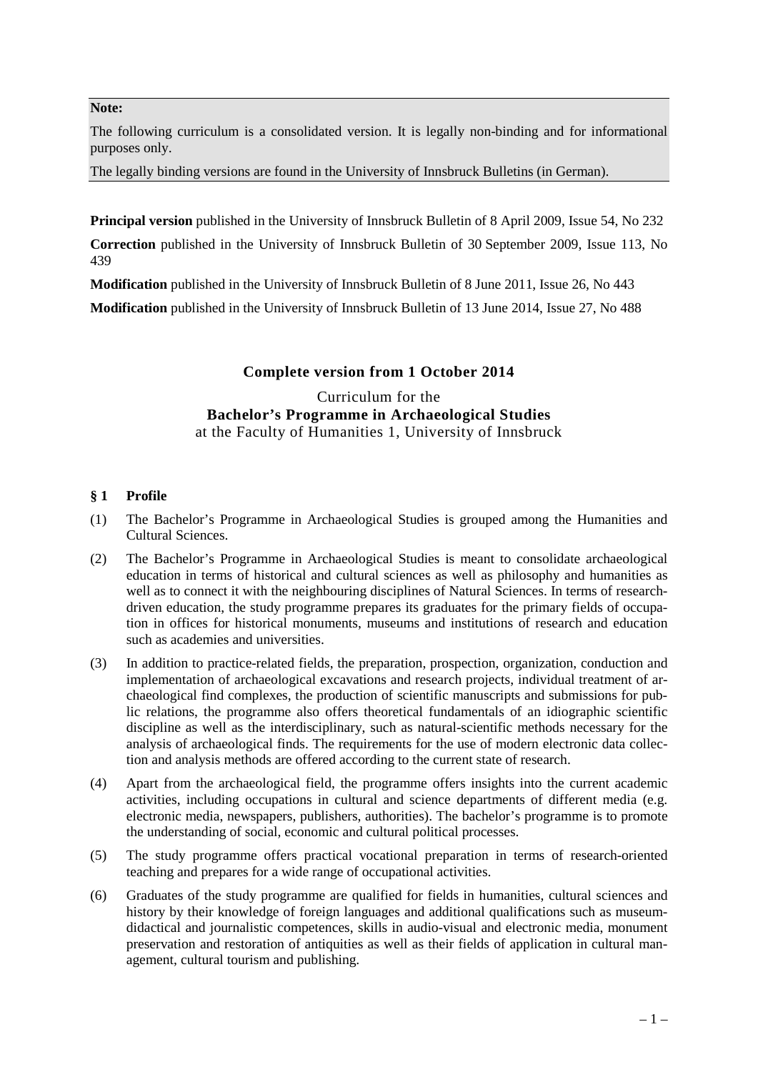**Note:**

The following curriculum is a consolidated version. It is legally non-binding and for informational purposes only.

The legally binding versions are found in the University of Innsbruck Bulletins (in German).

**Principal version** published in the University of Innsbruck Bulletin of 8 April 2009, Issue 54, No 232

**Correction** published in the University of Innsbruck Bulletin of 30 September 2009, Issue 113, No 439

**Modification** published in the University of Innsbruck Bulletin of 8 June 2011, Issue 26, No 443

**Modification** published in the University of Innsbruck Bulletin of 13 June 2014, Issue 27, No 488

**Complete version from 1 October 2014**

Curriculum for the
**Bachelor's Programme in Archaeological Studies**
at the Faculty of Humanities 1, University of Innsbruck

## § 1 Profile

(1) The Bachelor's Programme in Archaeological Studies is grouped among the Humanities and Cultural Sciences.

(2) The Bachelor's Programme in Archaeological Studies is meant to consolidate archaeological education in terms of historical and cultural sciences as well as philosophy and humanities as well as to connect it with the neighbouring disciplines of Natural Sciences. In terms of research-driven education, the study programme prepares its graduates for the primary fields of occupation in offices for historical monuments, museums and institutions of research and education such as academies and universities.

(3) In addition to practice-related fields, the preparation, prospection, organization, conduction and implementation of archaeological excavations and research projects, individual treatment of archaeological find complexes, the production of scientific manuscripts and submissions for public relations, the programme also offers theoretical fundamentals of an idiographic scientific discipline as well as the interdisciplinary, such as natural-scientific methods necessary for the analysis of archaeological finds. The requirements for the use of modern electronic data collection and analysis methods are offered according to the current state of research.

(4) Apart from the archaeological field, the programme offers insights into the current academic activities, including occupations in cultural and science departments of different media (e.g. electronic media, newspapers, publishers, authorities). The bachelor's programme is to promote the understanding of social, economic and cultural political processes.

(5) The study programme offers practical vocational preparation in terms of research-oriented teaching and prepares for a wide range of occupational activities.

(6) Graduates of the study programme are qualified for fields in humanities, cultural sciences and history by their knowledge of foreign languages and additional qualifications such as museum-didactical and journalistic competences, skills in audio-visual and electronic media, monument preservation and restoration of antiquities as well as their fields of application in cultural management, cultural tourism and publishing.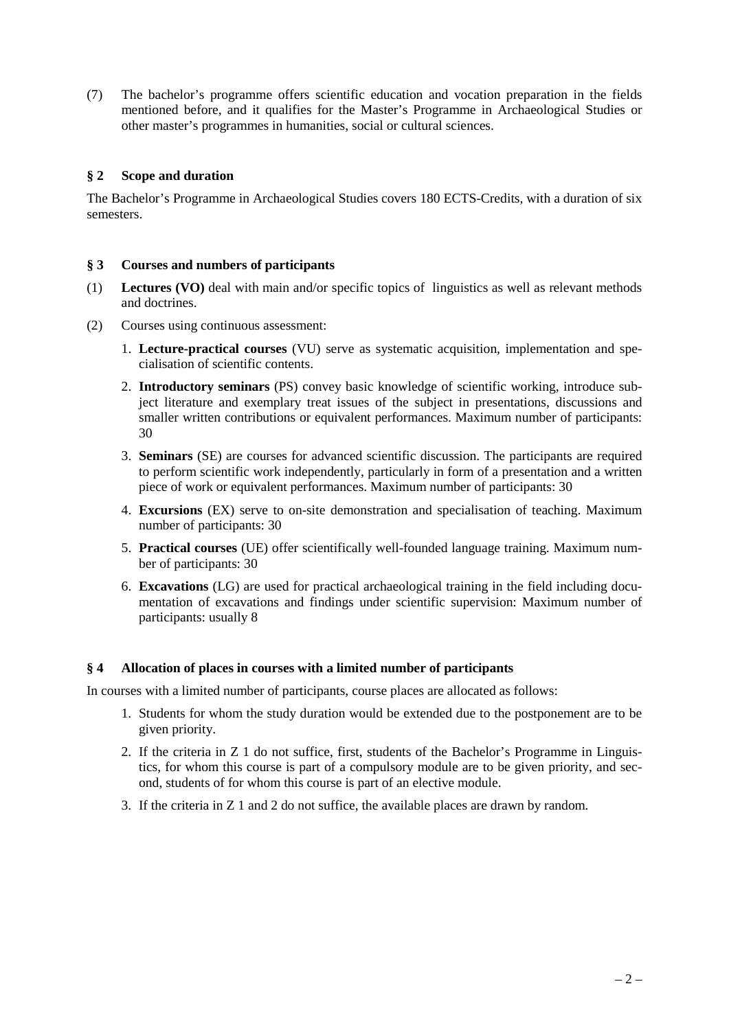(7) The bachelor's programme offers scientific education and vocation preparation in the fields mentioned before, and it qualifies for the Master's Programme in Archaeological Studies or other master's programmes in humanities, social or cultural sciences.

## § 2 Scope and duration

The Bachelor's Programme in Archaeological Studies covers 180 ECTS-Credits, with a duration of six semesters.

## § 3 Courses and numbers of participants

(1) **Lectures (VO)** deal with main and/or specific topics of linguistics as well as relevant methods and doctrines.

(2) Courses using continuous assessment:

1. **Lecture-practical courses** (VU) serve as systematic acquisition, implementation and specialisation of scientific contents.
2. **Introductory seminars** (PS) convey basic knowledge of scientific working, introduce subject literature and exemplary treat issues of the subject in presentations, discussions and smaller written contributions or equivalent performances. Maximum number of participants: 30
3. **Seminars** (SE) are courses for advanced scientific discussion. The participants are required to perform scientific work independently, particularly in form of a presentation and a written piece of work or equivalent performances. Maximum number of participants: 30
4. **Excursions** (EX) serve to on-site demonstration and specialisation of teaching. Maximum number of participants: 30
5. **Practical courses** (UE) offer scientifically well-founded language training. Maximum number of participants: 30
6. **Excavations** (LG) are used for practical archaeological training in the field including documentation of excavations and findings under scientific supervision: Maximum number of participants: usually 8

## § 4 Allocation of places in courses with a limited number of participants

In courses with a limited number of participants, course places are allocated as follows:

1. Students for whom the study duration would be extended due to the postponement are to be given priority.
2. If the criteria in Z 1 do not suffice, first, students of the Bachelor's Programme in Linguistics, for whom this course is part of a compulsory module are to be given priority, and second, students of for whom this course is part of an elective module.
3. If the criteria in Z 1 and 2 do not suffice, the available places are drawn by random.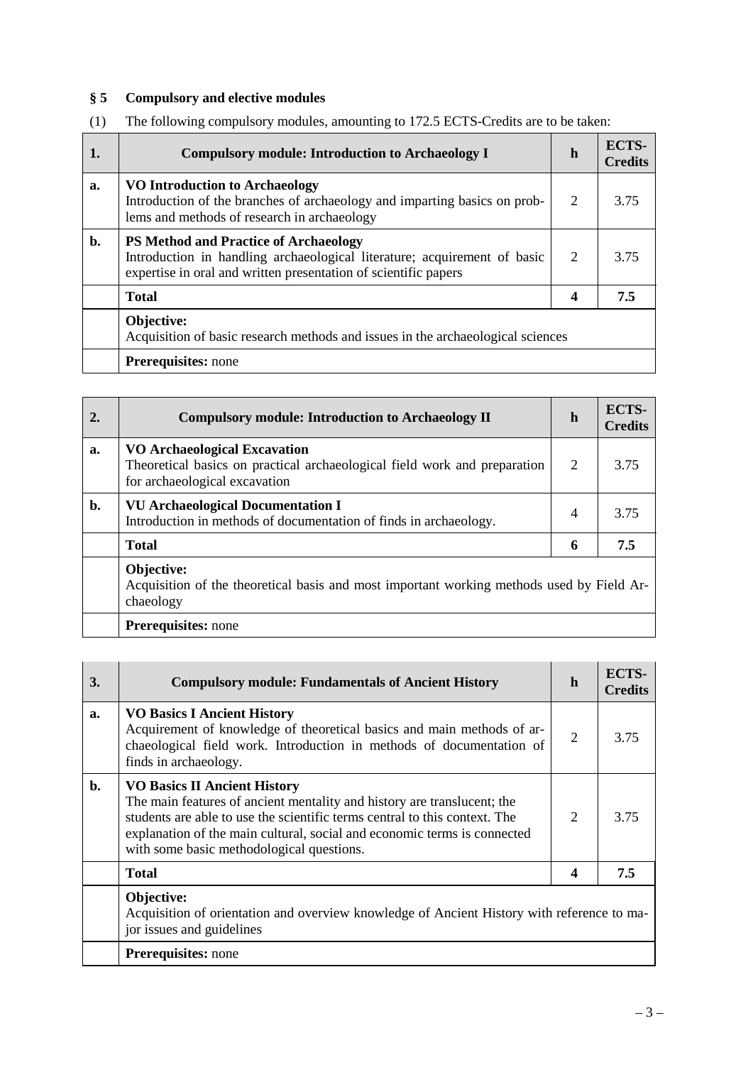## § 5 Compulsory and elective modules

(1) The following compulsory modules, amounting to 172.5 ECTS-Credits are to be taken:

| 1. | Compulsory module: Introduction to Archaeology I | h | ECTS-Credits |
|---|---|---|---|
| a. | **VO Introduction to Archaeology**<br>Introduction of the branches of archaeology and imparting basics on problems and methods of research in archaeology | 2 | 3.75 |
| b. | **PS Method and Practice of Archaeology**<br>Introduction in handling archaeological literature; acquirement of basic expertise in oral and written presentation of scientific papers | 2 | 3.75 |
| | **Total** | **4** | **7.5** |
| | **Objective:**<br>Acquisition of basic research methods and issues in the archaeological sciences | | |
| | **Prerequisites:** none | | |

| 2. | Compulsory module: Introduction to Archaeology II | h | ECTS-Credits |
|---|---|---|---|
| a. | **VO Archaeological Excavation**<br>Theoretical basics on practical archaeological field work and preparation for archaeological excavation | 2 | 3.75 |
| b. | **VU Archaeological Documentation I**<br>Introduction in methods of documentation of finds in archaeology. | 4 | 3.75 |
| | **Total** | **6** | **7.5** |
| | **Objective:**<br>Acquisition of the theoretical basis and most important working methods used by Field Archaeology | | |
| | **Prerequisites:** none | | |

| 3. | Compulsory module: Fundamentals of Ancient History | h | ECTS-Credits |
|---|---|---|---|
| a. | **VO Basics I Ancient History**<br>Acquirement of knowledge of theoretical basics and main methods of archaeological field work. Introduction in methods of documentation of finds in archaeology. | 2 | 3.75 |
| b. | **VO Basics II Ancient History**<br>The main features of ancient mentality and history are translucent; the students are able to use the scientific terms central to this context. The explanation of the main cultural, social and economic terms is connected with some basic methodological questions. | 2 | 3.75 |
| | **Total** | **4** | **7.5** |
| | **Objective:**<br>Acquisition of orientation and overview knowledge of Ancient History with reference to major issues and guidelines | | |
| | **Prerequisites:** none | | |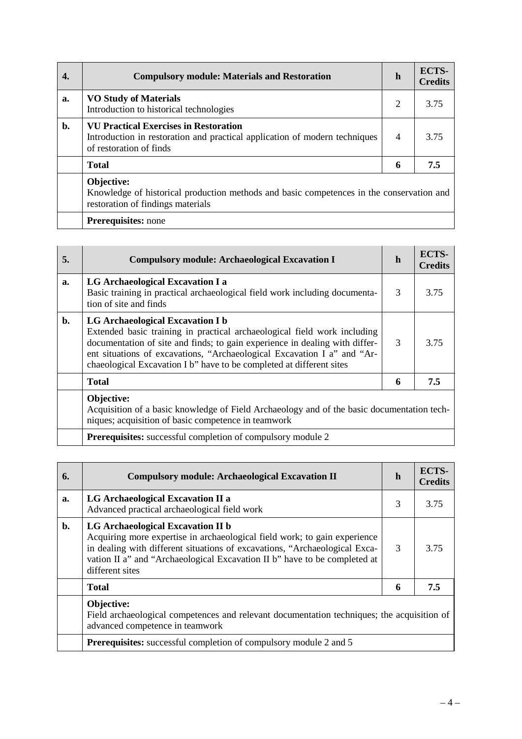| 4. | Compulsory module: Materials and Restoration | h | ECTS-Credits |
|---|---|---|---|
| a. | **VO Study of Materials**<br>Introduction to historical technologies | 2 | 3.75 |
| b. | **VU Practical Exercises in Restoration**<br>Introduction in restoration and practical application of modern techniques of restoration of finds | 4 | 3.75 |
| | **Total** | **6** | **7.5** |
| | **Objective:**<br>Knowledge of historical production methods and basic competences in the conservation and restoration of findings materials | | |
| | **Prerequisites:** none | | |

| 5. | Compulsory module: Archaeological Excavation I | h | ECTS-Credits |
|---|---|---|---|
| a. | **LG Archaeological Excavation I a**<br>Basic training in practical archaeological field work including documentation of site and finds | 3 | 3.75 |
| b. | **LG Archaeological Excavation I b**<br>Extended basic training in practical archaeological field work including documentation of site and finds; to gain experience in dealing with different situations of excavations, "Archaeological Excavation I a" and "Archaeological Excavation I b" have to be completed at different sites | 3 | 3.75 |
| | **Total** | **6** | **7.5** |
| | **Objective:**<br>Acquisition of a basic knowledge of Field Archaeology and of the basic documentation techniques; acquisition of basic competence in teamwork | | |
| | **Prerequisites:** successful completion of compulsory module 2 | | |

| 6. | Compulsory module: Archaeological Excavation II | h | ECTS-Credits |
|---|---|---|---|
| a. | **LG Archaeological Excavation II a**<br>Advanced practical archaeological field work | 3 | 3.75 |
| b. | **LG Archaeological Excavation II b**<br>Acquiring more expertise in archaeological field work; to gain experience in dealing with different situations of excavations, "Archaeological Excavation II a" and "Archaeological Excavation II b" have to be completed at different sites | 3 | 3.75 |
| | **Total** | **6** | **7.5** |
| | **Objective:**<br>Field archaeological competences and relevant documentation techniques; the acquisition of advanced competence in teamwork | | |
| | **Prerequisites:** successful completion of compulsory module 2 and 5 | | |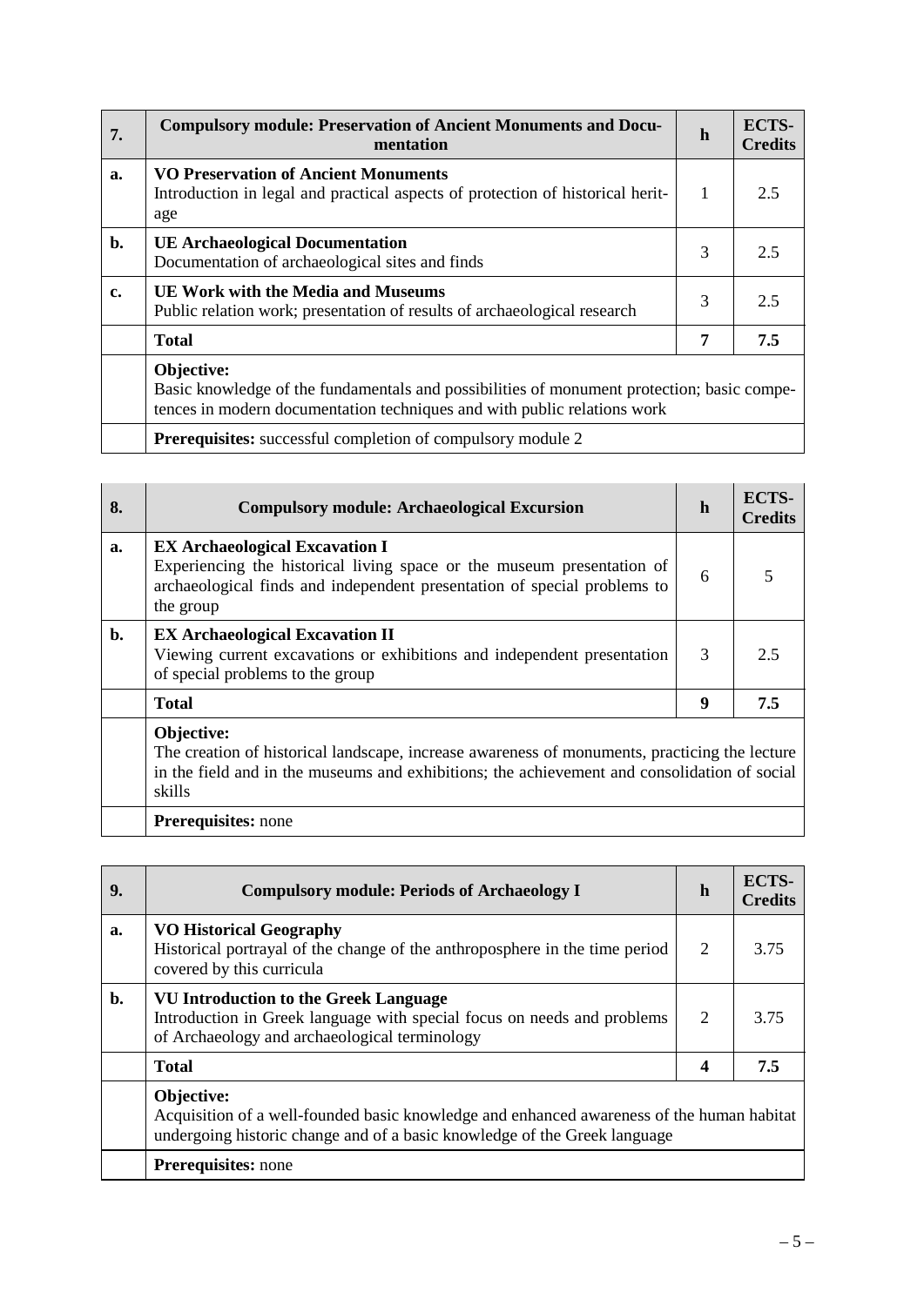| 7. | Compulsory module: Preservation of Ancient Monuments and Documentation | h | ECTS-Credits |
|---|---|---|---|
| a. | **VO Preservation of Ancient Monuments**<br>Introduction in legal and practical aspects of protection of historical heritage | 1 | 2.5 |
| b. | **UE Archaeological Documentation**<br>Documentation of archaeological sites and finds | 3 | 2.5 |
| c. | **UE Work with the Media and Museums**<br>Public relation work; presentation of results of archaeological research | 3 | 2.5 |
| | **Total** | **7** | **7.5** |
| | **Objective:**<br>Basic knowledge of the fundamentals and possibilities of monument protection; basic competences in modern documentation techniques and with public relations work | | |
| | **Prerequisites:** successful completion of compulsory module 2 | | |

| 8. | Compulsory module: Archaeological Excursion | h | ECTS-Credits |
|---|---|---|---|
| a. | **EX Archaeological Excavation I**<br>Experiencing the historical living space or the museum presentation of archaeological finds and independent presentation of special problems to the group | 6 | 5 |
| b. | **EX Archaeological Excavation II**<br>Viewing current excavations or exhibitions and independent presentation of special problems to the group | 3 | 2.5 |
| | **Total** | **9** | **7.5** |
| | **Objective:**<br>The creation of historical landscape, increase awareness of monuments, practicing the lecture in the field and in the museums and exhibitions; the achievement and consolidation of social skills | | |
| | **Prerequisites:** none | | |

| 9. | Compulsory module: Periods of Archaeology I | h | ECTS-Credits |
|---|---|---|---|
| a. | **VO Historical Geography**<br>Historical portrayal of the change of the anthroposphere in the time period covered by this curricula | 2 | 3.75 |
| b. | **VU Introduction to the Greek Language**<br>Introduction in Greek language with special focus on needs and problems of Archaeology and archaeological terminology | 2 | 3.75 |
| | **Total** | **4** | **7.5** |
| | **Objective:**<br>Acquisition of a well-founded basic knowledge and enhanced awareness of the human habitat undergoing historic change and of a basic knowledge of the Greek language | | |
| | **Prerequisites:** none | | |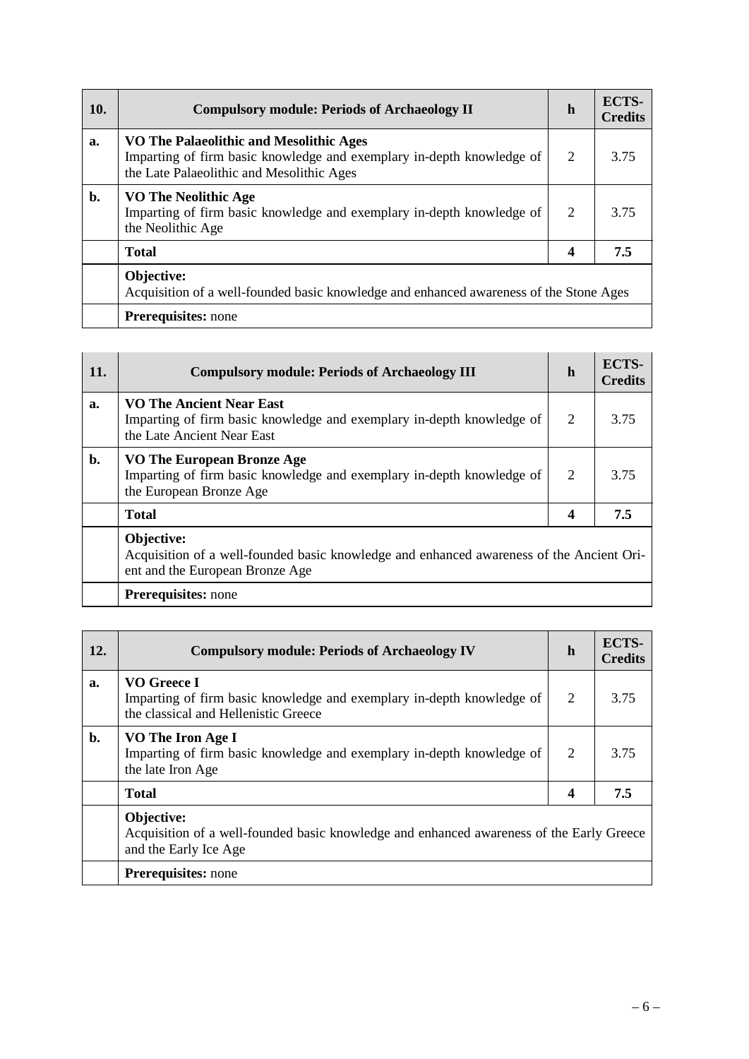| 10. | Compulsory module: Periods of Archaeology II | h | ECTS-Credits |
|---|---|---|---|
| a. | **VO The Palaeolithic and Mesolithic Ages**<br>Imparting of firm basic knowledge and exemplary in-depth knowledge of the Late Palaeolithic and Mesolithic Ages | 2 | 3.75 |
| b. | **VO The Neolithic Age**<br>Imparting of firm basic knowledge and exemplary in-depth knowledge of the Neolithic Age | 2 | 3.75 |
| | **Total** | **4** | **7.5** |
| | **Objective:**<br>Acquisition of a well-founded basic knowledge and enhanced awareness of the Stone Ages | | |
| | **Prerequisites:** none | | |

| 11. | Compulsory module: Periods of Archaeology III | h | ECTS-Credits |
|---|---|---|---|
| a. | **VO The Ancient Near East**<br>Imparting of firm basic knowledge and exemplary in-depth knowledge of the Late Ancient Near East | 2 | 3.75 |
| b. | **VO The European Bronze Age**<br>Imparting of firm basic knowledge and exemplary in-depth knowledge of the European Bronze Age | 2 | 3.75 |
| | **Total** | **4** | **7.5** |
| | **Objective:**<br>Acquisition of a well-founded basic knowledge and enhanced awareness of the Ancient Orient and the European Bronze Age | | |
| | **Prerequisites:** none | | |

| 12. | Compulsory module: Periods of Archaeology IV | h | ECTS-Credits |
|---|---|---|---|
| a. | **VO Greece I**<br>Imparting of firm basic knowledge and exemplary in-depth knowledge of the classical and Hellenistic Greece | 2 | 3.75 |
| b. | **VO The Iron Age I**<br>Imparting of firm basic knowledge and exemplary in-depth knowledge of the late Iron Age | 2 | 3.75 |
| | **Total** | **4** | **7.5** |
| | **Objective:**<br>Acquisition of a well-founded basic knowledge and enhanced awareness of the Early Greece and the Early Ice Age | | |
| | **Prerequisites:** none | | |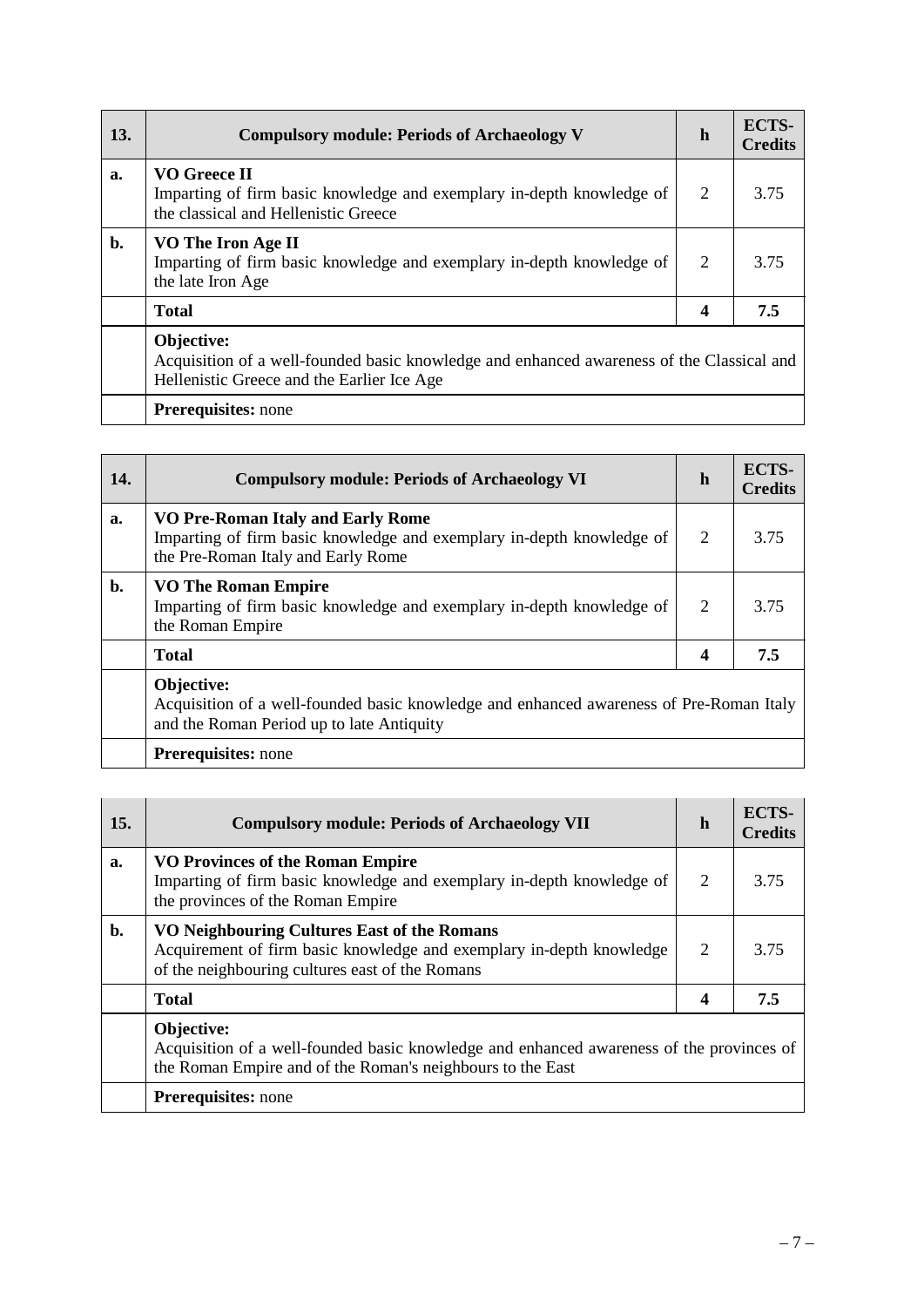| 13. | Compulsory module: Periods of Archaeology V | h | ECTS-Credits |
|---|---|---|---|
| a. | **VO Greece II** Imparting of firm basic knowledge and exemplary in-depth knowledge of the classical and Hellenistic Greece | 2 | 3.75 |
| b. | **VO The Iron Age II** Imparting of firm basic knowledge and exemplary in-depth knowledge of the late Iron Age | 2 | 3.75 |
| | **Total** | **4** | **7.5** |
| | **Objective:** Acquisition of a well-founded basic knowledge and enhanced awareness of the Classical and Hellenistic Greece and the Earlier Ice Age | | |
| | **Prerequisites:** none | | |

| 14. | Compulsory module: Periods of Archaeology VI | h | ECTS-Credits |
|---|---|---|---|
| a. | **VO Pre-Roman Italy and Early Rome** Imparting of firm basic knowledge and exemplary in-depth knowledge of the Pre-Roman Italy and Early Rome | 2 | 3.75 |
| b. | **VO The Roman Empire** Imparting of firm basic knowledge and exemplary in-depth knowledge of the Roman Empire | 2 | 3.75 |
| | **Total** | **4** | **7.5** |
| | **Objective:** Acquisition of a well-founded basic knowledge and enhanced awareness of Pre-Roman Italy and the Roman Period up to late Antiquity | | |
| | **Prerequisites:** none | | |

| 15. | Compulsory module: Periods of Archaeology VII | h | ECTS-Credits |
|---|---|---|---|
| a. | **VO Provinces of the Roman Empire** Imparting of firm basic knowledge and exemplary in-depth knowledge of the provinces of the Roman Empire | 2 | 3.75 |
| b. | **VO Neighbouring Cultures East of the Romans** Acquirement of firm basic knowledge and exemplary in-depth knowledge of the neighbouring cultures east of the Romans | 2 | 3.75 |
| | **Total** | **4** | **7.5** |
| | **Objective:** Acquisition of a well-founded basic knowledge and enhanced awareness of the provinces of the Roman Empire and of the Roman's neighbours to the East | | |
| | **Prerequisites:** none | | |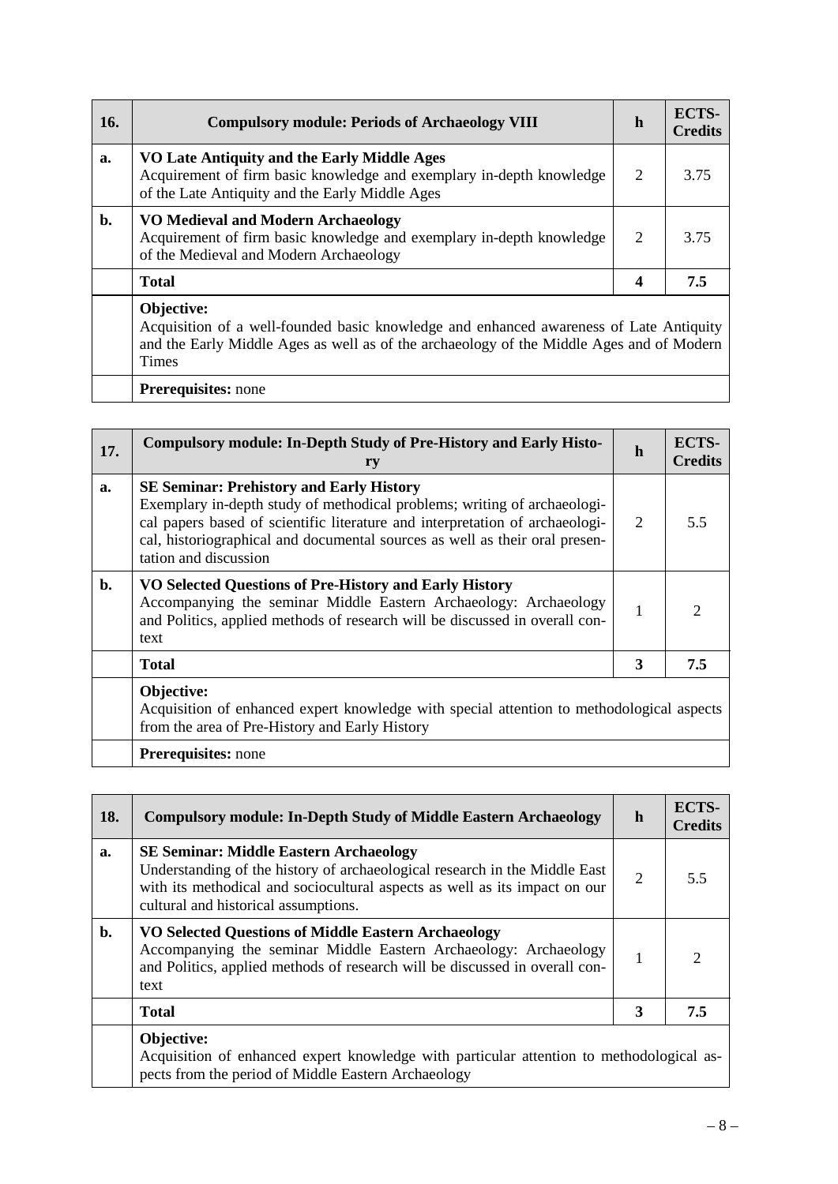| 16. | Compulsory module: Periods of Archaeology VIII | h | ECTS-Credits |
|---|---|---|---|
| a. | **VO Late Antiquity and the Early Middle Ages**<br>Acquirement of firm basic knowledge and exemplary in-depth knowledge of the Late Antiquity and the Early Middle Ages | 2 | 3.75 |
| b. | **VO Medieval and Modern Archaeology**<br>Acquirement of firm basic knowledge and exemplary in-depth knowledge of the Medieval and Modern Archaeology | 2 | 3.75 |
| | **Total** | **4** | **7.5** |
| | **Objective:**<br>Acquisition of a well-founded basic knowledge and enhanced awareness of Late Antiquity and the Early Middle Ages as well as of the archaeology of the Middle Ages and of Modern Times | | |
| | **Prerequisites:** none | | |

| 17. | Compulsory module: In-Depth Study of Pre-History and Early History | h | ECTS-Credits |
|---|---|---|---|
| a. | **SE Seminar: Prehistory and Early History**<br>Exemplary in-depth study of methodical problems; writing of archaeological papers based of scientific literature and interpretation of archaeological, historiographical and documental sources as well as their oral presentation and discussion | 2 | 5.5 |
| b. | **VO Selected Questions of Pre-History and Early History**<br>Accompanying the seminar Middle Eastern Archaeology: Archaeology and Politics, applied methods of research will be discussed in overall context | 1 | 2 |
| | **Total** | **3** | **7.5** |
| | **Objective:**<br>Acquisition of enhanced expert knowledge with special attention to methodological aspects from the area of Pre-History and Early History | | |
| | **Prerequisites:** none | | |

| 18. | Compulsory module: In-Depth Study of Middle Eastern Archaeology | h | ECTS-Credits |
|---|---|---|---|
| a. | **SE Seminar: Middle Eastern Archaeology**<br>Understanding of the history of archaeological research in the Middle East with its methodical and sociocultural aspects as well as its impact on our cultural and historical assumptions. | 2 | 5.5 |
| b. | **VO Selected Questions of Middle Eastern Archaeology**<br>Accompanying the seminar Middle Eastern Archaeology: Archaeology and Politics, applied methods of research will be discussed in overall context | 1 | 2 |
| | **Total** | **3** | **7.5** |
| | **Objective:**<br>Acquisition of enhanced expert knowledge with particular attention to methodological aspects from the period of Middle Eastern Archaeology | | |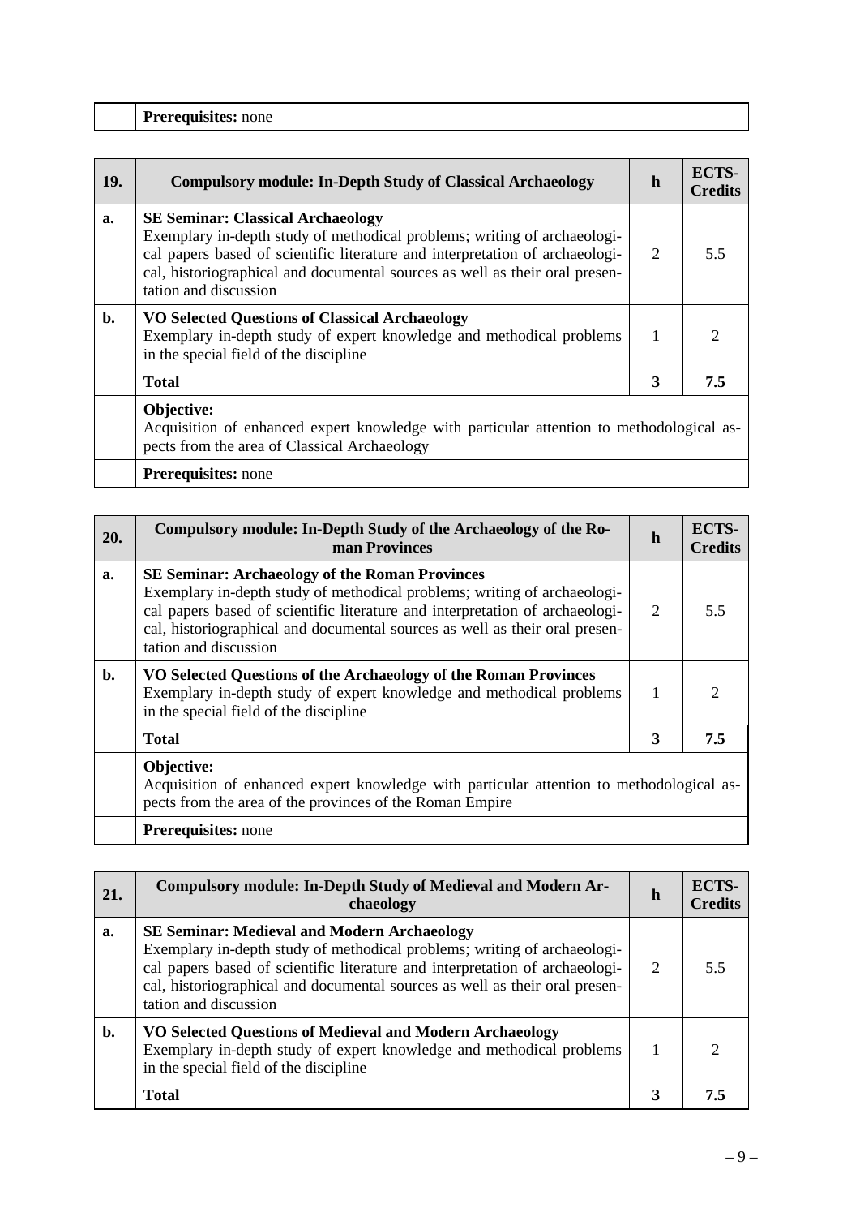| | **Prerequisites:** none | | |
|---|---|---|---|

| **19.** | **Compulsory module: In-Depth Study of Classical Archaeology** | **h** | **ECTS-Credits** |
|---|---|---|---|
| **a.** | **SE Seminar: Classical Archaeology** Exemplary in-depth study of methodical problems; writing of archaeological papers based of scientific literature and interpretation of archaeological, historiographical and documental sources as well as their oral presentation and discussion | 2 | 5.5 |
| **b.** | **VO Selected Questions of Classical Archaeology** Exemplary in-depth study of expert knowledge and methodical problems in the special field of the discipline | 1 | 2 |
| | **Total** | **3** | **7.5** |
| | **Objective:** Acquisition of enhanced expert knowledge with particular attention to methodological aspects from the area of Classical Archaeology | | |
| | **Prerequisites:** none | | |

| **20.** | **Compulsory module: In-Depth Study of the Archaeology of the Roman Provinces** | **h** | **ECTS-Credits** |
|---|---|---|---|
| **a.** | **SE Seminar: Archaeology of the Roman Provinces** Exemplary in-depth study of methodical problems; writing of archaeological papers based of scientific literature and interpretation of archaeological, historiographical and documental sources as well as their oral presentation and discussion | 2 | 5.5 |
| **b.** | **VO Selected Questions of the Archaeology of the Roman Provinces** Exemplary in-depth study of expert knowledge and methodical problems in the special field of the discipline | 1 | 2 |
| | **Total** | **3** | **7.5** |
| | **Objective:** Acquisition of enhanced expert knowledge with particular attention to methodological aspects from the area of the provinces of the Roman Empire | | |
| | **Prerequisites:** none | | |

| **21.** | **Compulsory module: In-Depth Study of Medieval and Modern Archaeology** | **h** | **ECTS-Credits** |
|---|---|---|---|
| **a.** | **SE Seminar: Medieval and Modern Archaeology** Exemplary in-depth study of methodical problems; writing of archaeological papers based of scientific literature and interpretation of archaeological, historiographical and documental sources as well as their oral presentation and discussion | 2 | 5.5 |
| **b.** | **VO Selected Questions of Medieval and Modern Archaeology** Exemplary in-depth study of expert knowledge and methodical problems in the special field of the discipline | 1 | 2 |
| | **Total** | **3** | **7.5** |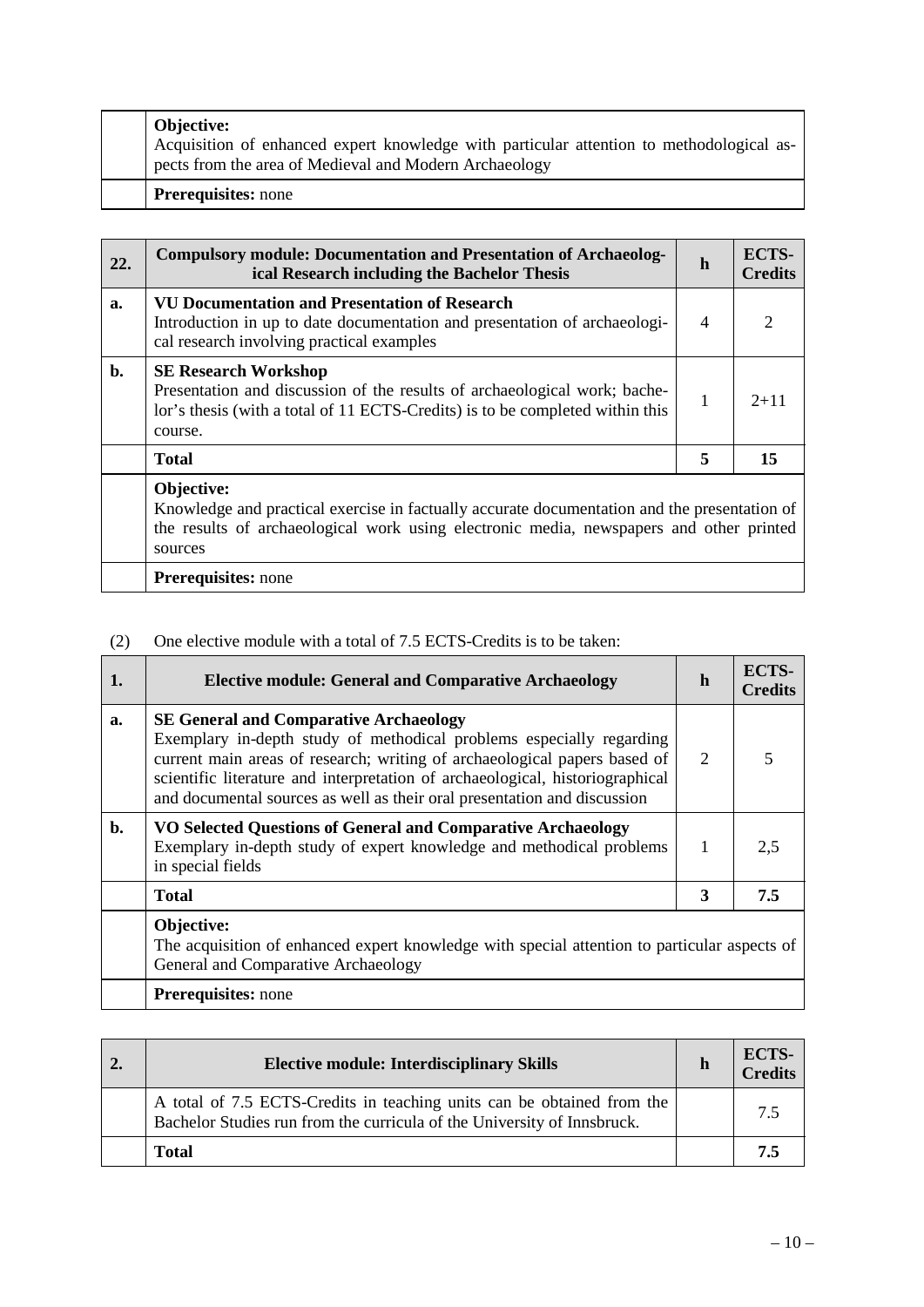| | | | |
|---|---|---|---|
| | **Objective:**<br>Acquisition of enhanced expert knowledge with particular attention to methodological aspects from the area of Medieval and Modern Archaeology | | |
| | **Prerequisites:** none | | |

| 22. | Compulsory module: Documentation and Presentation of Archaeological Research including the Bachelor Thesis | h | ECTS-Credits |
|---|---|---|---|
| **a.** | **VU Documentation and Presentation of Research**<br>Introduction in up to date documentation and presentation of archaeological research involving practical examples | 4 | 2 |
| **b.** | **SE Research Workshop**<br>Presentation and discussion of the results of archaeological work; bachelor's thesis (with a total of 11 ECTS-Credits) is to be completed within this course. | 1 | 2+11 |
| | **Total** | **5** | **15** |
| | **Objective:**<br>Knowledge and practical exercise in factually accurate documentation and the presentation of the results of archaeological work using electronic media, newspapers and other printed sources | | |
| | **Prerequisites:** none | | |

(2) One elective module with a total of 7.5 ECTS-Credits is to be taken:

| 1. | Elective module: General and Comparative Archaeology | h | ECTS-Credits |
|---|---|---|---|
| **a.** | **SE General and Comparative Archaeology**<br>Exemplary in-depth study of methodical problems especially regarding current main areas of research; writing of archaeological papers based of scientific literature and interpretation of archaeological, historiographical and documental sources as well as their oral presentation and discussion | 2 | 5 |
| **b.** | **VO Selected Questions of General and Comparative Archaeology**<br>Exemplary in-depth study of expert knowledge and methodical problems in special fields | 1 | 2,5 |
| | **Total** | **3** | **7.5** |
| | **Objective:**<br>The acquisition of enhanced expert knowledge with special attention to particular aspects of General and Comparative Archaeology | | |
| | **Prerequisites:** none | | |

| 2. | Elective module: Interdisciplinary Skills | h | ECTS-Credits |
|---|---|---|---|
| | A total of 7.5 ECTS-Credits in teaching units can be obtained from the Bachelor Studies run from the curricula of the University of Innsbruck. | | 7.5 |
| | **Total** | | **7.5** |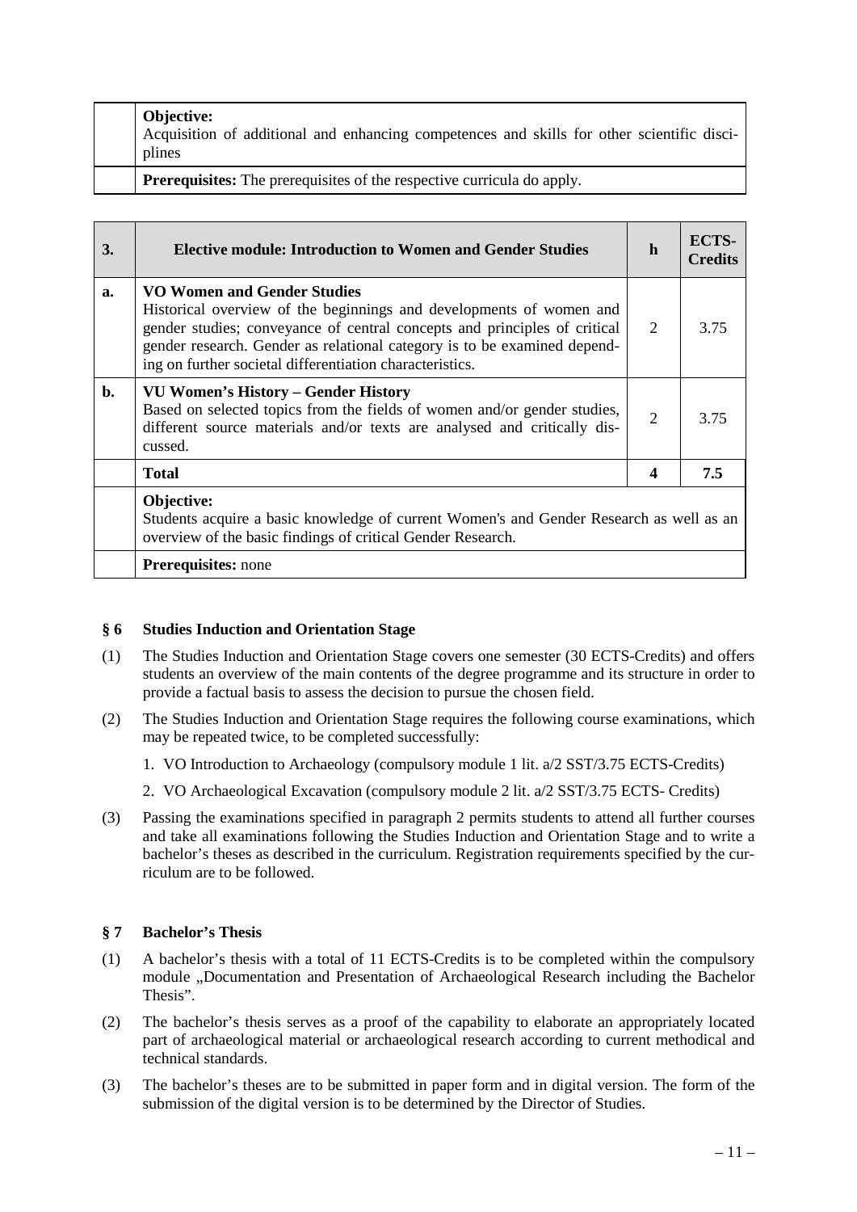| | |
|---|---|
| | **Objective:** Acquisition of additional and enhancing competences and skills for other scientific disciplines |
| | **Prerequisites:** The prerequisites of the respective curricula do apply. |

| 3. | Elective module: Introduction to Women and Gender Studies | h | ECTS-Credits |
|---|---|---|---|
| a. | **VO Women and Gender Studies** Historical overview of the beginnings and developments of women and gender studies; conveyance of central concepts and principles of critical gender research. Gender as relational category is to be examined depending on further societal differentiation characteristics. | 2 | 3.75 |
| b. | **VU Women's History – Gender History** Based on selected topics from the fields of women and/or gender studies, different source materials and/or texts are analysed and critically discussed. | 2 | 3.75 |
| | **Total** | **4** | **7.5** |
| | **Objective:** Students acquire a basic knowledge of current Women's and Gender Research as well as an overview of the basic findings of critical Gender Research. | | |
| | **Prerequisites:** none | | |

### § 6 Studies Induction and Orientation Stage

(1) The Studies Induction and Orientation Stage covers one semester (30 ECTS-Credits) and offers students an overview of the main contents of the degree programme and its structure in order to provide a factual basis to assess the decision to pursue the chosen field.

(2) The Studies Induction and Orientation Stage requires the following course examinations, which may be repeated twice, to be completed successfully:

1. VO Introduction to Archaeology (compulsory module 1 lit. a/2 SST/3.75 ECTS-Credits)
2. VO Archaeological Excavation (compulsory module 2 lit. a/2 SST/3.75 ECTS- Credits)

(3) Passing the examinations specified in paragraph 2 permits students to attend all further courses and take all examinations following the Studies Induction and Orientation Stage and to write a bachelor's theses as described in the curriculum. Registration requirements specified by the curriculum are to be followed.

### § 7 Bachelor's Thesis

(1) A bachelor's thesis with a total of 11 ECTS-Credits is to be completed within the compulsory module „Documentation and Presentation of Archaeological Research including the Bachelor Thesis".

(2) The bachelor's thesis serves as a proof of the capability to elaborate an appropriately located part of archaeological material or archaeological research according to current methodical and technical standards.

(3) The bachelor's theses are to be submitted in paper form and in digital version. The form of the submission of the digital version is to be determined by the Director of Studies.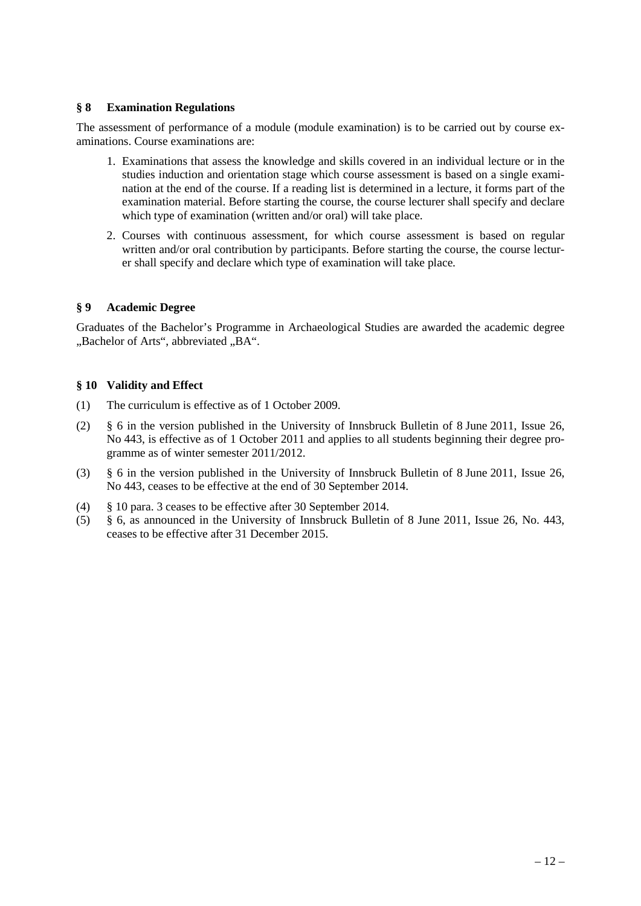## § 8 Examination Regulations

The assessment of performance of a module (module examination) is to be carried out by course examinations. Course examinations are:

1. Examinations that assess the knowledge and skills covered in an individual lecture or in the studies induction and orientation stage which course assessment is based on a single examination at the end of the course. If a reading list is determined in a lecture, it forms part of the examination material. Before starting the course, the course lecturer shall specify and declare which type of examination (written and/or oral) will take place.
2. Courses with continuous assessment, for which course assessment is based on regular written and/or oral contribution by participants. Before starting the course, the course lecturer shall specify and declare which type of examination will take place.

## § 9 Academic Degree

Graduates of the Bachelor's Programme in Archaeological Studies are awarded the academic degree „Bachelor of Arts", abbreviated „BA".

## § 10 Validity and Effect

(1) The curriculum is effective as of 1 October 2009.

(2) § 6 in the version published in the University of Innsbruck Bulletin of 8 June 2011, Issue 26, No 443, is effective as of 1 October 2011 and applies to all students beginning their degree programme as of winter semester 2011/2012.

(3) § 6 in the version published in the University of Innsbruck Bulletin of 8 June 2011, Issue 26, No 443, ceases to be effective at the end of 30 September 2014.

(4) § 10 para. 3 ceases to be effective after 30 September 2014.

(5) § 6, as announced in the University of Innsbruck Bulletin of 8 June 2011, Issue 26, No. 443, ceases to be effective after 31 December 2015.